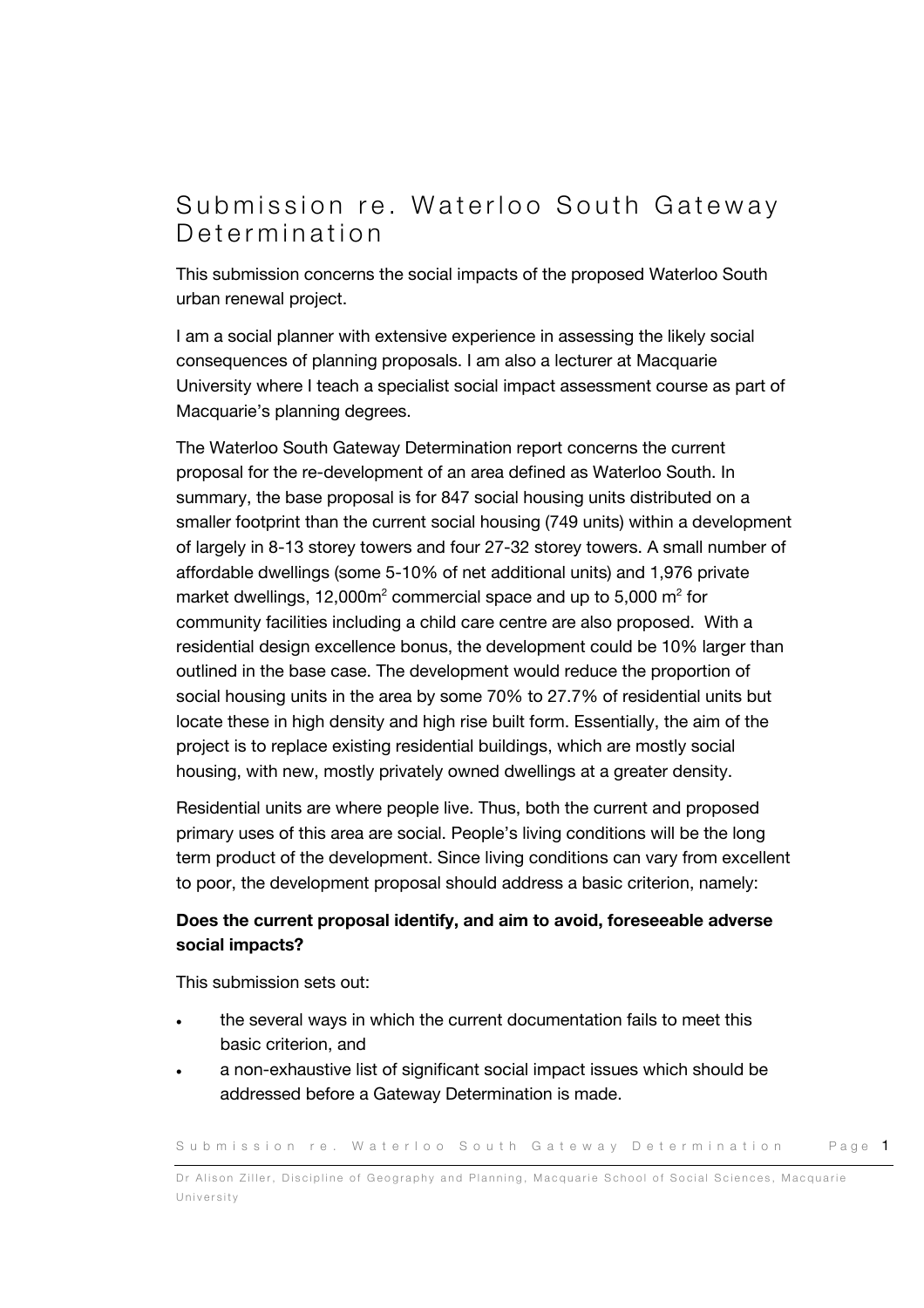# Submission re. Waterloo South Gateway Determination

This submission concerns the social impacts of the proposed Waterloo South urban renewal project.

I am a social planner with extensive experience in assessing the likely social consequences of planning proposals. I am also a lecturer at Macquarie University where I teach a specialist social impact assessment course as part of Macquarie's planning degrees.

The Waterloo South Gateway Determination report concerns the current proposal for the re-development of an area defined as Waterloo South. In summary, the base proposal is for 847 social housing units distributed on a smaller footprint than the current social housing (749 units) within a development of largely in 8-13 storey towers and four 27-32 storey towers. A small number of affordable dwellings (some 5-10% of net additional units) and 1,976 private market dwellings, 12,000m$^2$ commercial space and up to 5,000 m$^2$ for community facilities including a child care centre are also proposed. With a residential design excellence bonus, the development could be 10% larger than outlined in the base case. The development would reduce the proportion of social housing units in the area by some 70% to 27.7% of residential units but locate these in high density and high rise built form. Essentially, the aim of the project is to replace existing residential buildings, which are mostly social housing, with new, mostly privately owned dwellings at a greater density.

Residential units are where people live. Thus, both the current and proposed primary uses of this area are social. People's living conditions will be the long term product of the development. Since living conditions can vary from excellent to poor, the development proposal should address a basic criterion, namely:

**Does the current proposal identify, and aim to avoid, foreseeable adverse social impacts?**

This submission sets out:

- the several ways in which the current documentation fails to meet this basic criterion, and
- a non-exhaustive list of significant social impact issues which should be addressed before a Gateway Determination is made.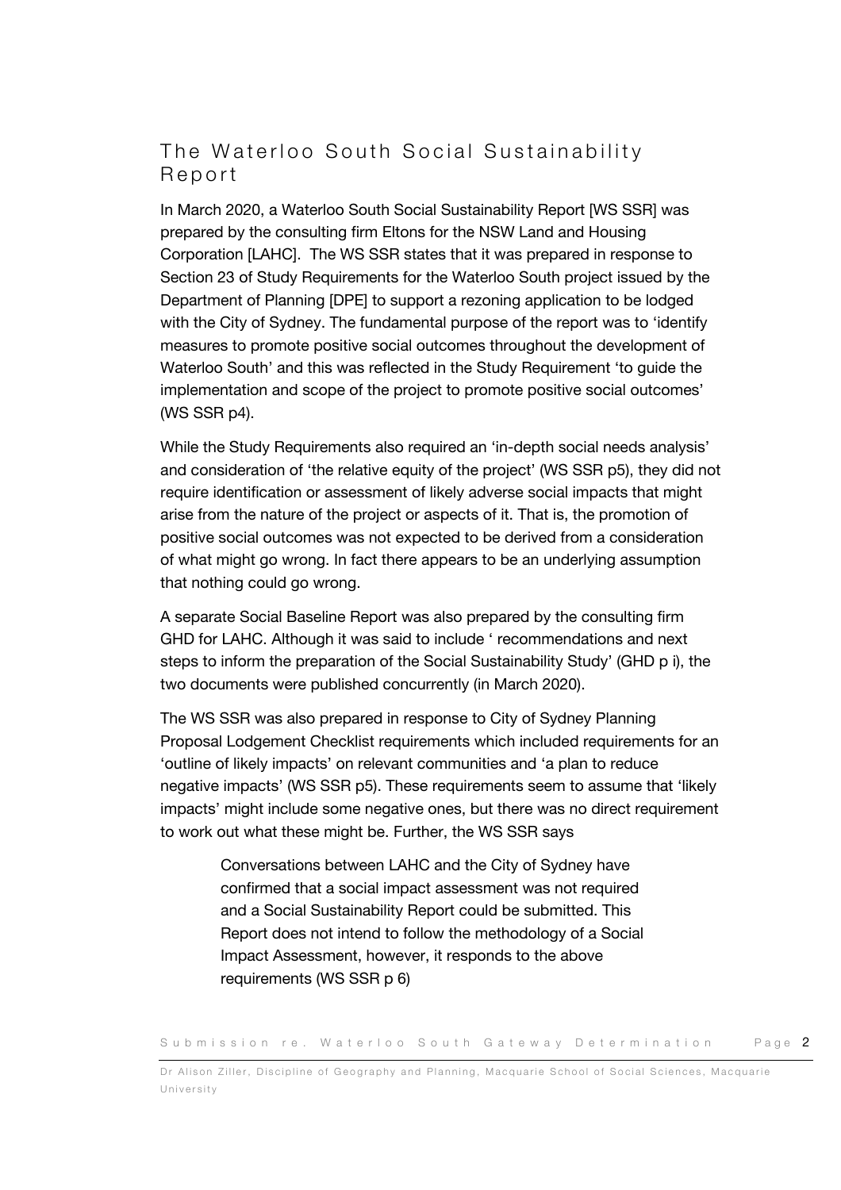## The Waterloo South Social Sustainability Report

In March 2020, a Waterloo South Social Sustainability Report [WS SSR] was prepared by the consulting firm Eltons for the NSW Land and Housing Corporation [LAHC]. The WS SSR states that it was prepared in response to Section 23 of Study Requirements for the Waterloo South project issued by the Department of Planning [DPE] to support a rezoning application to be lodged with the City of Sydney. The fundamental purpose of the report was to 'identify measures to promote positive social outcomes throughout the development of Waterloo South' and this was reflected in the Study Requirement 'to guide the implementation and scope of the project to promote positive social outcomes' (WS SSR p4).

While the Study Requirements also required an 'in-depth social needs analysis' and consideration of 'the relative equity of the project' (WS SSR p5), they did not require identification or assessment of likely adverse social impacts that might arise from the nature of the project or aspects of it. That is, the promotion of positive social outcomes was not expected to be derived from a consideration of what might go wrong. In fact there appears to be an underlying assumption that nothing could go wrong.

A separate Social Baseline Report was also prepared by the consulting firm GHD for LAHC. Although it was said to include ' recommendations and next steps to inform the preparation of the Social Sustainability Study' (GHD p i), the two documents were published concurrently (in March 2020).

The WS SSR was also prepared in response to City of Sydney Planning Proposal Lodgement Checklist requirements which included requirements for an 'outline of likely impacts' on relevant communities and 'a plan to reduce negative impacts' (WS SSR p5). These requirements seem to assume that 'likely impacts' might include some negative ones, but there was no direct requirement to work out what these might be. Further, the WS SSR says

> Conversations between LAHC and the City of Sydney have confirmed that a social impact assessment was not required and a Social Sustainability Report could be submitted. This Report does not intend to follow the methodology of a Social Impact Assessment, however, it responds to the above requirements (WS SSR p 6)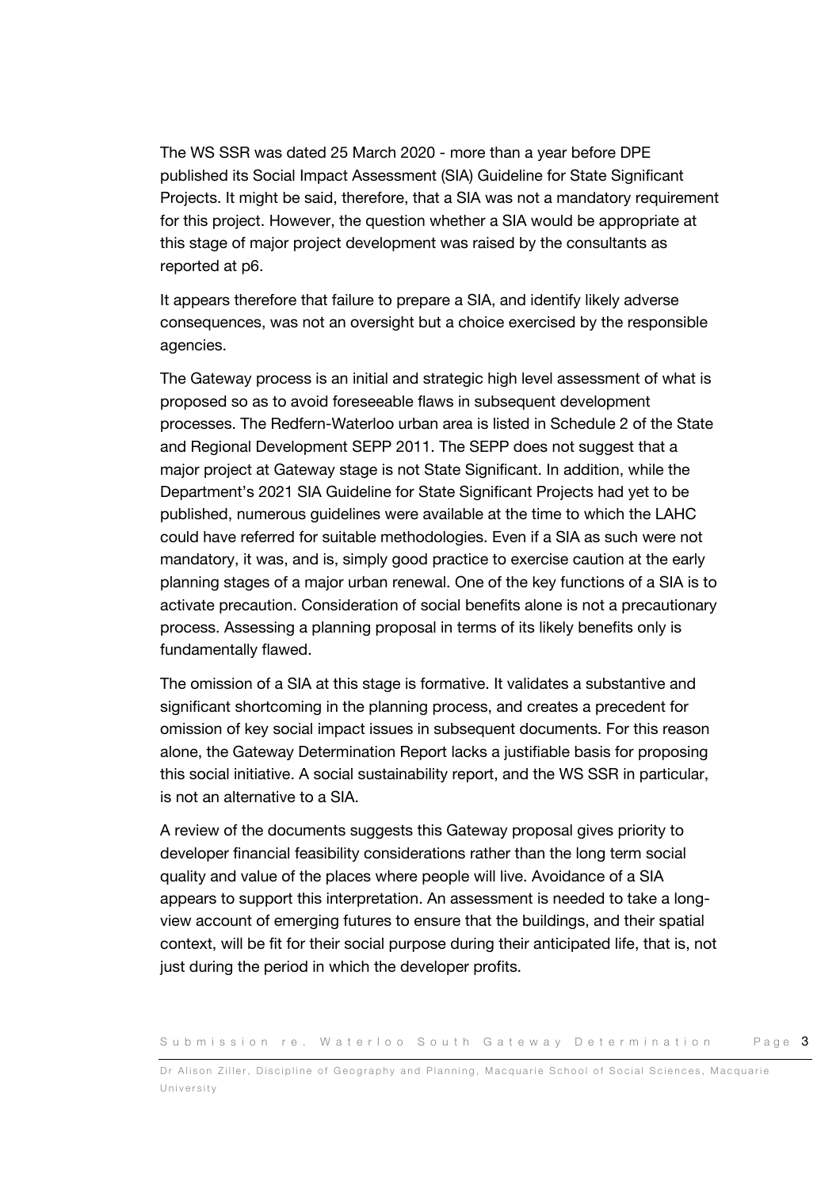The WS SSR was dated 25 March 2020 - more than a year before DPE published its Social Impact Assessment (SIA) Guideline for State Significant Projects. It might be said, therefore, that a SIA was not a mandatory requirement for this project. However, the question whether a SIA would be appropriate at this stage of major project development was raised by the consultants as reported at p6.

It appears therefore that failure to prepare a SIA, and identify likely adverse consequences, was not an oversight but a choice exercised by the responsible agencies.

The Gateway process is an initial and strategic high level assessment of what is proposed so as to avoid foreseeable flaws in subsequent development processes. The Redfern-Waterloo urban area is listed in Schedule 2 of the State and Regional Development SEPP 2011. The SEPP does not suggest that a major project at Gateway stage is not State Significant. In addition, while the Department's 2021 SIA Guideline for State Significant Projects had yet to be published, numerous guidelines were available at the time to which the LAHC could have referred for suitable methodologies. Even if a SIA as such were not mandatory, it was, and is, simply good practice to exercise caution at the early planning stages of a major urban renewal. One of the key functions of a SIA is to activate precaution. Consideration of social benefits alone is not a precautionary process. Assessing a planning proposal in terms of its likely benefits only is fundamentally flawed.

The omission of a SIA at this stage is formative. It validates a substantive and significant shortcoming in the planning process, and creates a precedent for omission of key social impact issues in subsequent documents. For this reason alone, the Gateway Determination Report lacks a justifiable basis for proposing this social initiative. A social sustainability report, and the WS SSR in particular, is not an alternative to a SIA.

A review of the documents suggests this Gateway proposal gives priority to developer financial feasibility considerations rather than the long term social quality and value of the places where people will live. Avoidance of a SIA appears to support this interpretation. An assessment is needed to take a long-view account of emerging futures to ensure that the buildings, and their spatial context, will be fit for their social purpose during their anticipated life, that is, not just during the period in which the developer profits.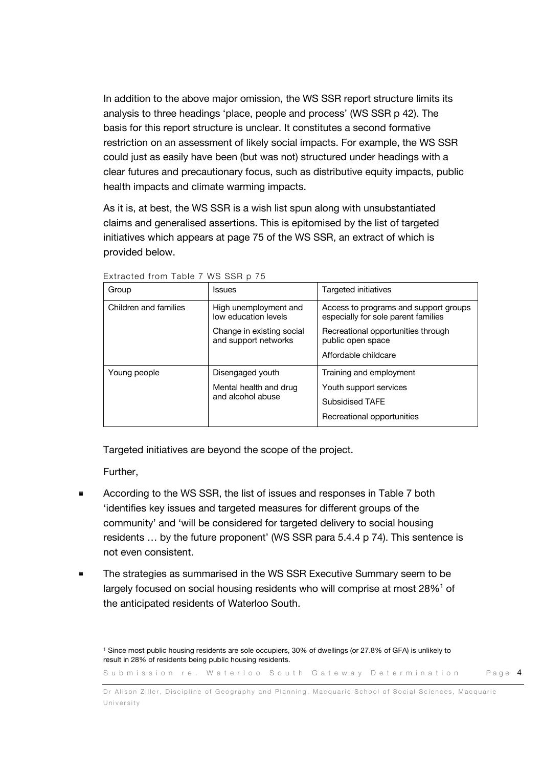In addition to the above major omission, the WS SSR report structure limits its analysis to three headings 'place, people and process' (WS SSR p 42). The basis for this report structure is unclear. It constitutes a second formative restriction on an assessment of likely social impacts. For example, the WS SSR could just as easily have been (but was not) structured under headings with a clear futures and precautionary focus, such as distributive equity impacts, public health impacts and climate warming impacts.

As it is, at best, the WS SSR is a wish list spun along with unsubstantiated claims and generalised assertions. This is epitomised by the list of targeted initiatives which appears at page 75 of the WS SSR, an extract of which is provided below.

Extracted from Table 7 WS SSR p 75

| Group | Issues | Targeted initiatives |
|---|---|---|
| Children and families | High unemployment and low education levels<br>Change in existing social and support networks | Access to programs and support groups especially for sole parent families<br>Recreational opportunities through public open space<br>Affordable childcare |
| Young people | Disengaged youth<br>Mental health and drug and alcohol abuse | Training and employment<br>Youth support services<br>Subsidised TAFE<br>Recreational opportunities |

Targeted initiatives are beyond the scope of the project.

Further,

- According to the WS SSR, the list of issues and responses in Table 7 both 'identifies key issues and targeted measures for different groups of the community' and 'will be considered for targeted delivery to social housing residents … by the future proponent' (WS SSR para 5.4.4 p 74). This sentence is not even consistent.
- The strategies as summarised in the WS SSR Executive Summary seem to be largely focused on social housing residents who will comprise at most 28%[1] of the anticipated residents of Waterloo South.

[1] Since most public housing residents are sole occupiers, 30% of dwellings (or 27.8% of GFA) is unlikely to result in 28% of residents being public housing residents.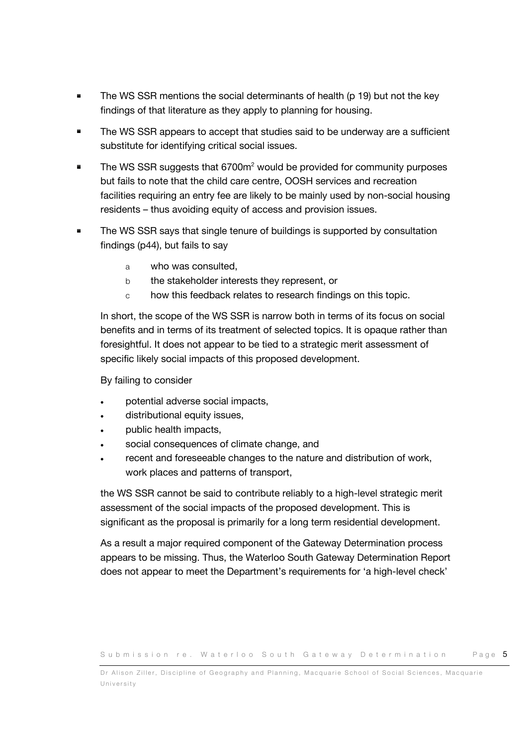- The WS SSR mentions the social determinants of health (p 19) but not the key findings of that literature as they apply to planning for housing.
- The WS SSR appears to accept that studies said to be underway are a sufficient substitute for identifying critical social issues.
- The WS SSR suggests that 6700m$^2$ would be provided for community purposes but fails to note that the child care centre, OOSH services and recreation facilities requiring an entry fee are likely to be mainly used by non-social housing residents – thus avoiding equity of access and provision issues.
- The WS SSR says that single tenure of buildings is supported by consultation findings (p44), but fails to say
  a. who was consulted,
  b. the stakeholder interests they represent, or
  c. how this feedback relates to research findings on this topic.

In short, the scope of the WS SSR is narrow both in terms of its focus on social benefits and in terms of its treatment of selected topics. It is opaque rather than foresightful. It does not appear to be tied to a strategic merit assessment of specific likely social impacts of this proposed development.

By failing to consider

- potential adverse social impacts,
- distributional equity issues,
- public health impacts,
- social consequences of climate change, and
- recent and foreseeable changes to the nature and distribution of work, work places and patterns of transport,

the WS SSR cannot be said to contribute reliably to a high-level strategic merit assessment of the social impacts of the proposed development. This is significant as the proposal is primarily for a long term residential development.

As a result a major required component of the Gateway Determination process appears to be missing. Thus, the Waterloo South Gateway Determination Report does not appear to meet the Department's requirements for 'a high-level check'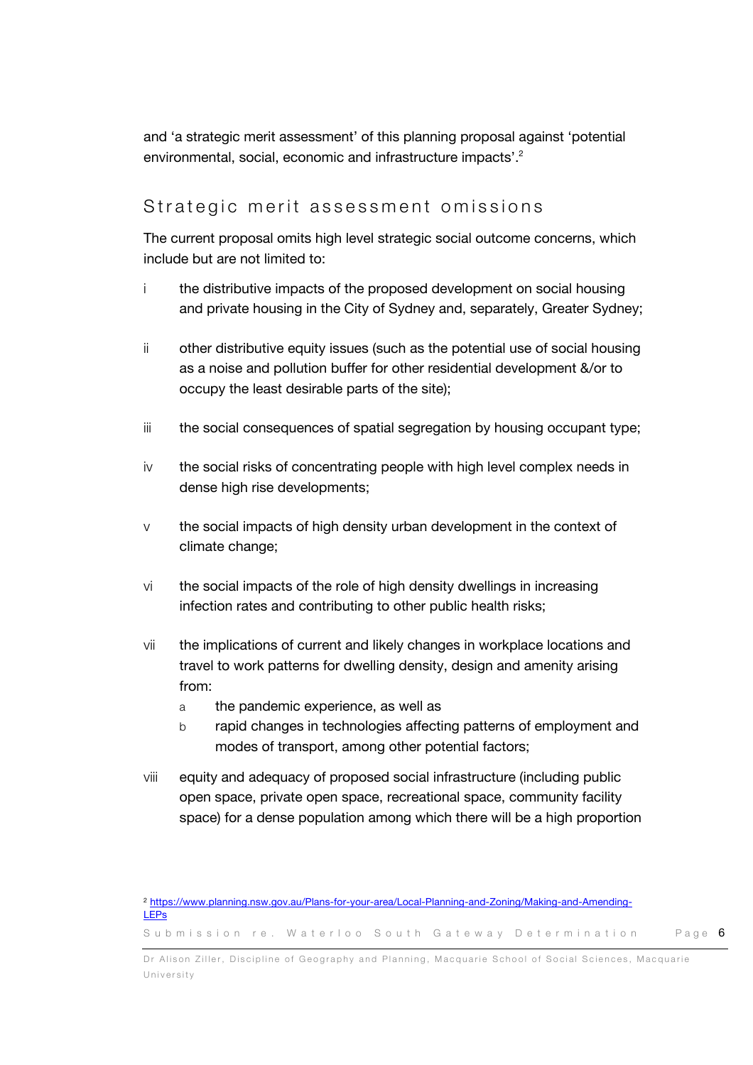and 'a strategic merit assessment' of this planning proposal against 'potential environmental, social, economic and infrastructure impacts'.[2]

## Strategic merit assessment omissions

The current proposal omits high level strategic social outcome concerns, which include but are not limited to:

i the distributive impacts of the proposed development on social housing and private housing in the City of Sydney and, separately, Greater Sydney;

ii other distributive equity issues (such as the potential use of social housing as a noise and pollution buffer for other residential development &/or to occupy the least desirable parts of the site);

iii the social consequences of spatial segregation by housing occupant type;

iv the social risks of concentrating people with high level complex needs in dense high rise developments;

v the social impacts of high density urban development in the context of climate change;

vi the social impacts of the role of high density dwellings in increasing infection rates and contributing to other public health risks;

vii the implications of current and likely changes in workplace locations and travel to work patterns for dwelling density, design and amenity arising from:

  a the pandemic experience, as well as
  
  b rapid changes in technologies affecting patterns of employment and modes of transport, among other potential factors;

viii equity and adequacy of proposed social infrastructure (including public open space, private open space, recreational space, community facility space) for a dense population among which there will be a high proportion

[2] https://www.planning.nsw.gov.au/Plans-for-your-area/Local-Planning-and-Zoning/Making-and-Amending-LEPs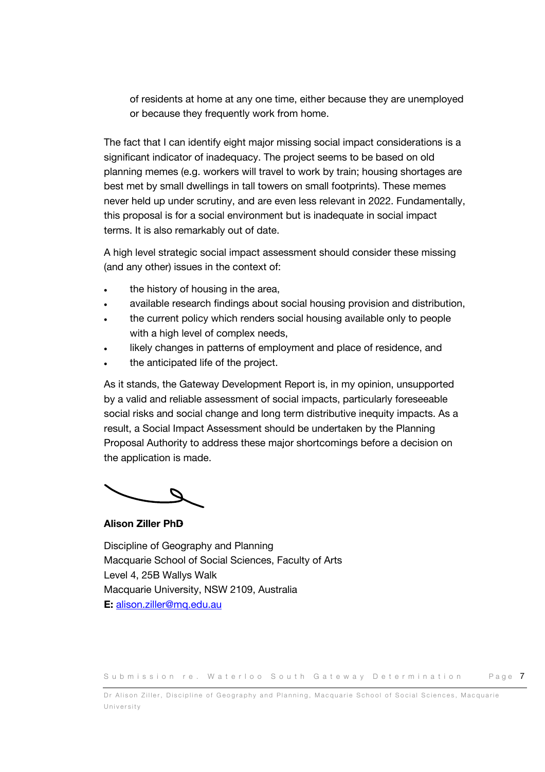of residents at home at any one time, either because they are unemployed or because they frequently work from home.

The fact that I can identify eight major missing social impact considerations is a significant indicator of inadequacy. The project seems to be based on old planning memes (e.g. workers will travel to work by train; housing shortages are best met by small dwellings in tall towers on small footprints). These memes never held up under scrutiny, and are even less relevant in 2022. Fundamentally, this proposal is for a social environment but is inadequate in social impact terms. It is also remarkably out of date.

A high level strategic social impact assessment should consider these missing (and any other) issues in the context of:

- the history of housing in the area,
- available research findings about social housing provision and distribution,
- the current policy which renders social housing available only to people with a high level of complex needs,
- likely changes in patterns of employment and place of residence, and
- the anticipated life of the project.

As it stands, the Gateway Development Report is, in my opinion, unsupported by a valid and reliable assessment of social impacts, particularly foreseeable social risks and social change and long term distributive inequity impacts. As a result, a Social Impact Assessment should be undertaken by the Planning Proposal Authority to address these major shortcomings before a decision on the application is made.

**Alison Ziller PhD**

Discipline of Geography and Planning
Macquarie School of Social Sciences, Faculty of Arts
Level 4, 25B Wallys Walk
Macquarie University, NSW 2109, Australia
**E:** alison.ziller@mq.edu.au